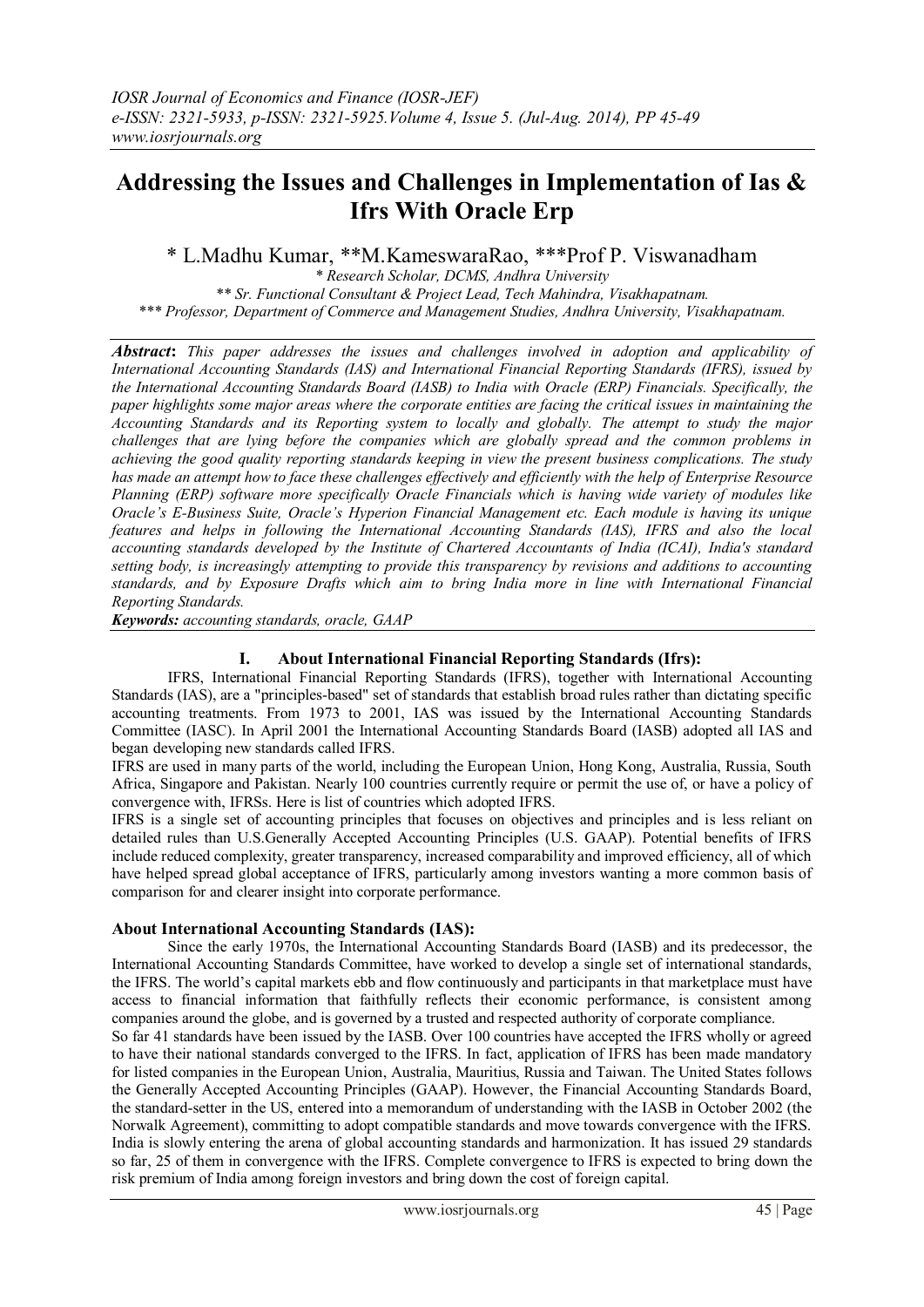# Addressing the Issues and Challenges in Implementation of Ias & Ifrs With Oracle Erp

\* L.Madhu Kumar, \*\*M.KameswaraRao, \*\*\*Prof P. Viswanadham

*\* Research Scholar, DCMS, Andhra University*
*\*\* Sr. Functional Consultant & Project Lead, Tech Mahindra, Visakhapatnam.*
*\*\*\* Professor, Department of Commerce and Management Studies, Andhra University, Visakhapatnam.*

***Abstract*:** *This paper addresses the issues and challenges involved in adoption and applicability of International Accounting Standards (IAS) and International Financial Reporting Standards (IFRS), issued by the International Accounting Standards Board (IASB) to India with Oracle (ERP) Financials. Specifically, the paper highlights some major areas where the corporate entities are facing the critical issues in maintaining the Accounting Standards and its Reporting system to locally and globally. The attempt to study the major challenges that are lying before the companies which are globally spread and the common problems in achieving the good quality reporting standards keeping in view the present business complications. The study has made an attempt how to face these challenges effectively and efficiently with the help of Enterprise Resource Planning (ERP) software more specifically Oracle Financials which is having wide variety of modules like Oracle's E-Business Suite, Oracle's Hyperion Financial Management etc. Each module is having its unique features and helps in following the International Accounting Standards (IAS), IFRS and also the local accounting standards developed by the Institute of Chartered Accountants of India (ICAI), India's standard setting body, is increasingly attempting to provide this transparency by revisions and additions to accounting standards, and by Exposure Drafts which aim to bring India more in line with International Financial Reporting Standards.*

***Keywords:*** *accounting standards, oracle, GAAP*

## I. About International Financial Reporting Standards (Ifrs):

IFRS, International Financial Reporting Standards (IFRS), together with International Accounting Standards (IAS), are a "principles-based" set of standards that establish broad rules rather than dictating specific accounting treatments. From 1973 to 2001, IAS was issued by the International Accounting Standards Committee (IASC). In April 2001 the International Accounting Standards Board (IASB) adopted all IAS and began developing new standards called IFRS.

IFRS are used in many parts of the world, including the European Union, Hong Kong, Australia, Russia, South Africa, Singapore and Pakistan. Nearly 100 countries currently require or permit the use of, or have a policy of convergence with, IFRSs. Here is list of countries which adopted IFRS.

IFRS is a single set of accounting principles that focuses on objectives and principles and is less reliant on detailed rules than U.S.Generally Accepted Accounting Principles (U.S. GAAP). Potential benefits of IFRS include reduced complexity, greater transparency, increased comparability and improved efficiency, all of which have helped spread global acceptance of IFRS, particularly among investors wanting a more common basis of comparison for and clearer insight into corporate performance.

### About International Accounting Standards (IAS):

Since the early 1970s, the International Accounting Standards Board (IASB) and its predecessor, the International Accounting Standards Committee, have worked to develop a single set of international standards, the IFRS. The world's capital markets ebb and flow continuously and participants in that marketplace must have access to financial information that faithfully reflects their economic performance, is consistent among companies around the globe, and is governed by a trusted and respected authority of corporate compliance.

So far 41 standards have been issued by the IASB. Over 100 countries have accepted the IFRS wholly or agreed to have their national standards converged to the IFRS. In fact, application of IFRS has been made mandatory for listed companies in the European Union, Australia, Mauritius, Russia and Taiwan. The United States follows the Generally Accepted Accounting Principles (GAAP). However, the Financial Accounting Standards Board, the standard-setter in the US, entered into a memorandum of understanding with the IASB in October 2002 (the Norwalk Agreement), committing to adopt compatible standards and move towards convergence with the IFRS. India is slowly entering the arena of global accounting standards and harmonization. It has issued 29 standards so far, 25 of them in convergence with the IFRS. Complete convergence to IFRS is expected to bring down the risk premium of India among foreign investors and bring down the cost of foreign capital.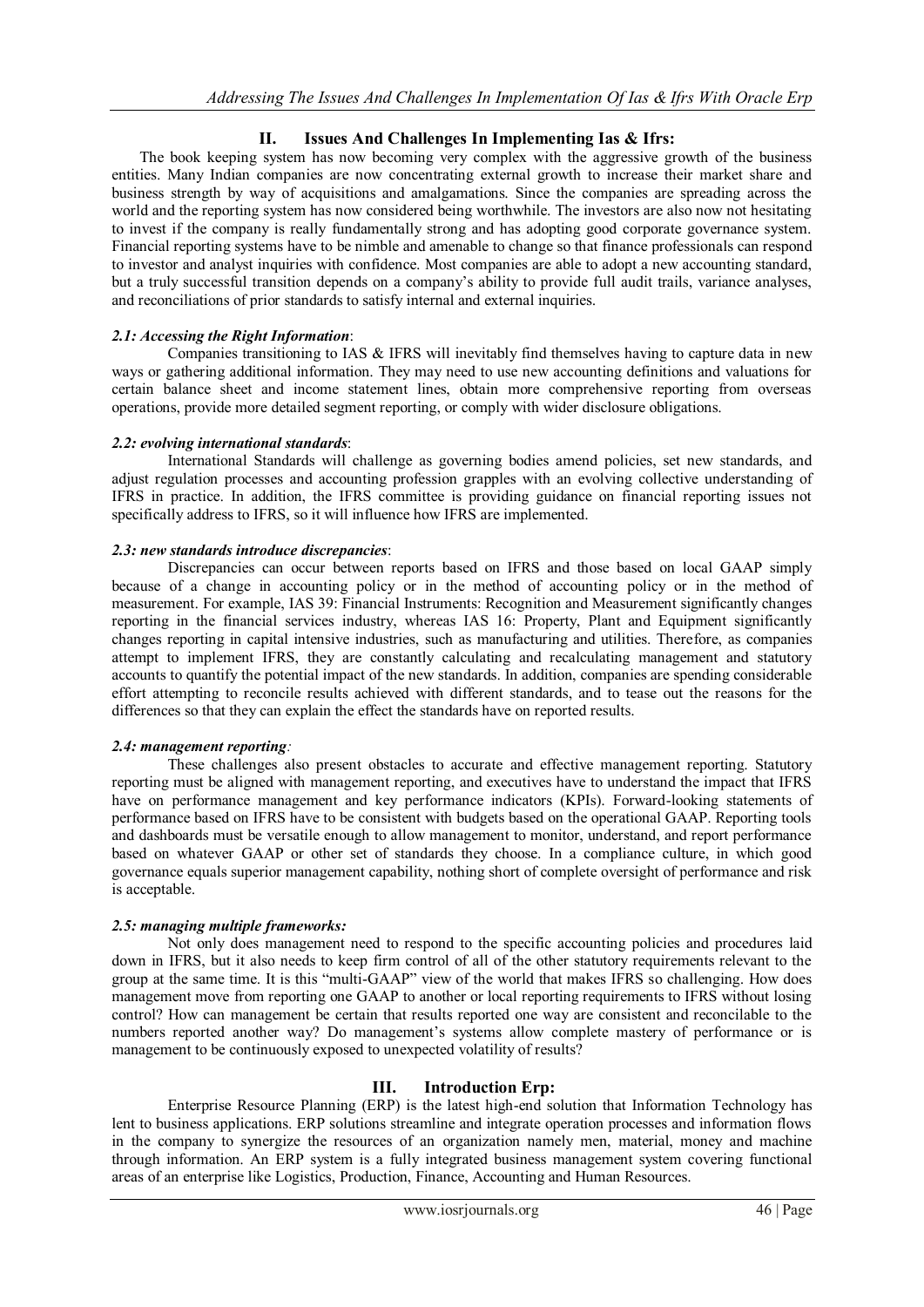## II. Issues And Challenges In Implementing Ias & Ifrs:

The book keeping system has now becoming very complex with the aggressive growth of the business entities. Many Indian companies are now concentrating external growth to increase their market share and business strength by way of acquisitions and amalgamations. Since the companies are spreading across the world and the reporting system has now considered being worthwhile. The investors are also now not hesitating to invest if the company is really fundamentally strong and has adopting good corporate governance system. Financial reporting systems have to be nimble and amenable to change so that finance professionals can respond to investor and analyst inquiries with confidence. Most companies are able to adopt a new accounting standard, but a truly successful transition depends on a company's ability to provide full audit trails, variance analyses, and reconciliations of prior standards to satisfy internal and external inquiries.

### *2.1: Accessing the Right Information*:

Companies transitioning to IAS & IFRS will inevitably find themselves having to capture data in new ways or gathering additional information. They may need to use new accounting definitions and valuations for certain balance sheet and income statement lines, obtain more comprehensive reporting from overseas operations, provide more detailed segment reporting, or comply with wider disclosure obligations.

### *2.2: evolving international standards*:

International Standards will challenge as governing bodies amend policies, set new standards, and adjust regulation processes and accounting profession grapples with an evolving collective understanding of IFRS in practice. In addition, the IFRS committee is providing guidance on financial reporting issues not specifically address to IFRS, so it will influence how IFRS are implemented.

### *2.3: new standards introduce discrepancies*:

Discrepancies can occur between reports based on IFRS and those based on local GAAP simply because of a change in accounting policy or in the method of accounting policy or in the method of measurement. For example, IAS 39: Financial Instruments: Recognition and Measurement significantly changes reporting in the financial services industry, whereas IAS 16: Property, Plant and Equipment significantly changes reporting in capital intensive industries, such as manufacturing and utilities. Therefore, as companies attempt to implement IFRS, they are constantly calculating and recalculating management and statutory accounts to quantify the potential impact of the new standards. In addition, companies are spending considerable effort attempting to reconcile results achieved with different standards, and to tease out the reasons for the differences so that they can explain the effect the standards have on reported results.

### *2.4: management reporting*:

These challenges also present obstacles to accurate and effective management reporting. Statutory reporting must be aligned with management reporting, and executives have to understand the impact that IFRS have on performance management and key performance indicators (KPIs). Forward-looking statements of performance based on IFRS have to be consistent with budgets based on the operational GAAP. Reporting tools and dashboards must be versatile enough to allow management to monitor, understand, and report performance based on whatever GAAP or other set of standards they choose. In a compliance culture, in which good governance equals superior management capability, nothing short of complete oversight of performance and risk is acceptable.

### *2.5: managing multiple frameworks:*

Not only does management need to respond to the specific accounting policies and procedures laid down in IFRS, but it also needs to keep firm control of all of the other statutory requirements relevant to the group at the same time. It is this "multi-GAAP" view of the world that makes IFRS so challenging. How does management move from reporting one GAAP to another or local reporting requirements to IFRS without losing control? How can management be certain that results reported one way are consistent and reconcilable to the numbers reported another way? Do management's systems allow complete mastery of performance or is management to be continuously exposed to unexpected volatility of results?

## III. Introduction Erp:

Enterprise Resource Planning (ERP) is the latest high-end solution that Information Technology has lent to business applications. ERP solutions streamline and integrate operation processes and information flows in the company to synergize the resources of an organization namely men, material, money and machine through information. An ERP system is a fully integrated business management system covering functional areas of an enterprise like Logistics, Production, Finance, Accounting and Human Resources.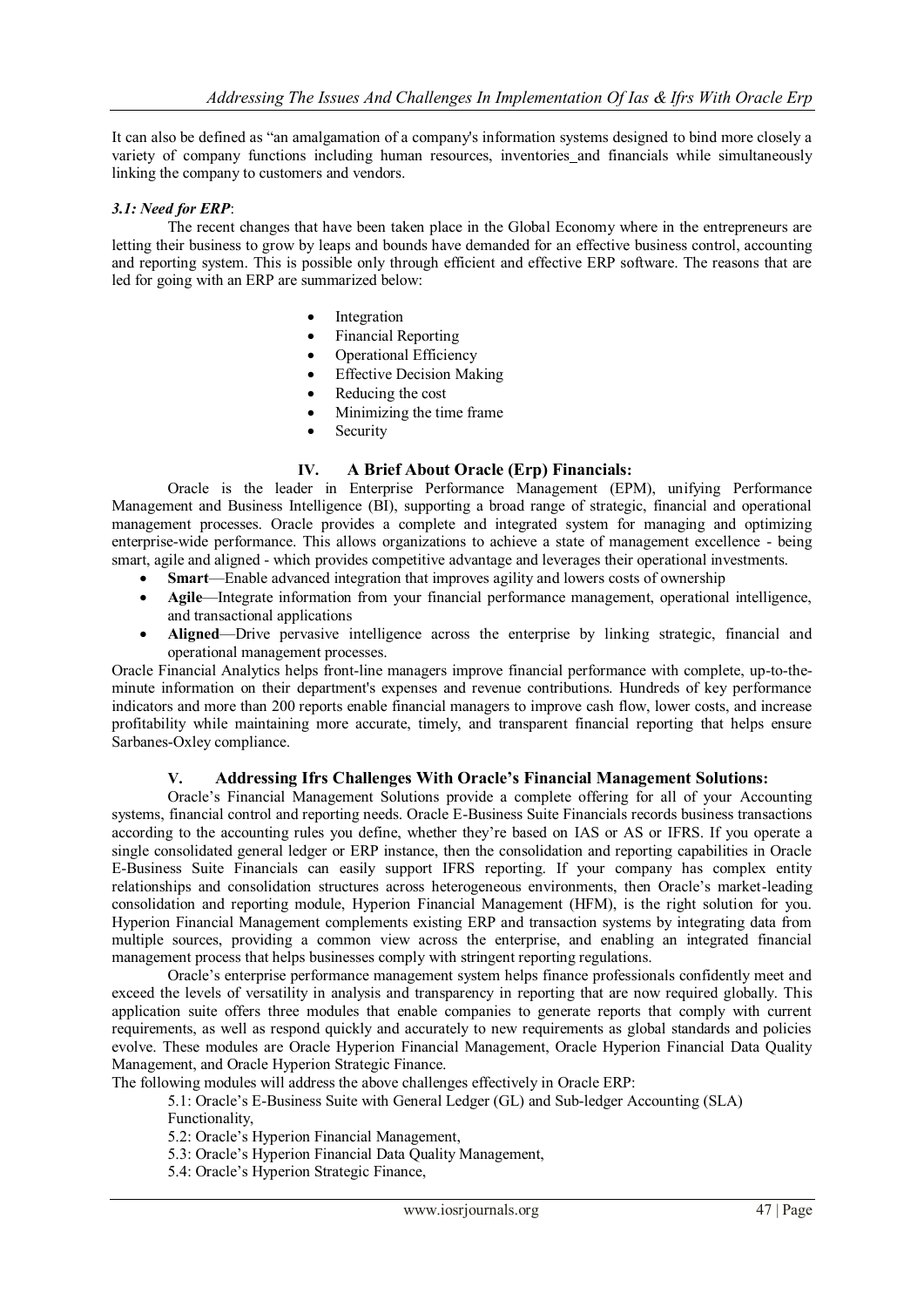It can also be defined as "an amalgamation of a company's information systems designed to bind more closely a variety of company functions including human resources, inventories_and financials while simultaneously linking the company to customers and vendors.

### *3.1: Need for ERP*:

The recent changes that have been taken place in the Global Economy where in the entrepreneurs are letting their business to grow by leaps and bounds have demanded for an effective business control, accounting and reporting system. This is possible only through efficient and effective ERP software. The reasons that are led for going with an ERP are summarized below:

- Integration
- Financial Reporting
- Operational Efficiency
- Effective Decision Making
- Reducing the cost
- Minimizing the time frame
- Security

## IV. A Brief About Oracle (Erp) Financials:

Oracle is the leader in Enterprise Performance Management (EPM), unifying Performance Management and Business Intelligence (BI), supporting a broad range of strategic, financial and operational management processes. Oracle provides a complete and integrated system for managing and optimizing enterprise-wide performance. This allows organizations to achieve a state of management excellence - being smart, agile and aligned - which provides competitive advantage and leverages their operational investments.

- **Smart**—Enable advanced integration that improves agility and lowers costs of ownership
- **Agile**—Integrate information from your financial performance management, operational intelligence, and transactional applications
- **Aligned**—Drive pervasive intelligence across the enterprise by linking strategic, financial and operational management processes.

Oracle Financial Analytics helps front-line managers improve financial performance with complete, up-to-the-minute information on their department's expenses and revenue contributions. Hundreds of key performance indicators and more than 200 reports enable financial managers to improve cash flow, lower costs, and increase profitability while maintaining more accurate, timely, and transparent financial reporting that helps ensure Sarbanes-Oxley compliance.

## V. Addressing Ifrs Challenges With Oracle's Financial Management Solutions:

Oracle's Financial Management Solutions provide a complete offering for all of your Accounting systems, financial control and reporting needs. Oracle E-Business Suite Financials records business transactions according to the accounting rules you define, whether they're based on IAS or AS or IFRS. If you operate a single consolidated general ledger or ERP instance, then the consolidation and reporting capabilities in Oracle E-Business Suite Financials can easily support IFRS reporting. If your company has complex entity relationships and consolidation structures across heterogeneous environments, then Oracle's market-leading consolidation and reporting module, Hyperion Financial Management (HFM), is the right solution for you. Hyperion Financial Management complements existing ERP and transaction systems by integrating data from multiple sources, providing a common view across the enterprise, and enabling an integrated financial management process that helps businesses comply with stringent reporting regulations.

Oracle's enterprise performance management system helps finance professionals confidently meet and exceed the levels of versatility in analysis and transparency in reporting that are now required globally. This application suite offers three modules that enable companies to generate reports that comply with current requirements, as well as respond quickly and accurately to new requirements as global standards and policies evolve. These modules are Oracle Hyperion Financial Management, Oracle Hyperion Financial Data Quality Management, and Oracle Hyperion Strategic Finance.

The following modules will address the above challenges effectively in Oracle ERP:

5.1: Oracle's E-Business Suite with General Ledger (GL) and Sub-ledger Accounting (SLA) Functionality,
5.2: Oracle's Hyperion Financial Management,
5.3: Oracle's Hyperion Financial Data Quality Management,
5.4: Oracle's Hyperion Strategic Finance,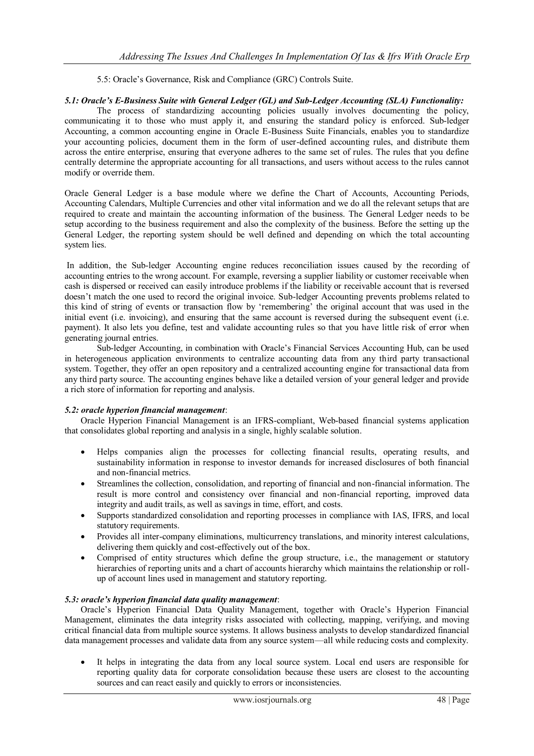5.5: Oracle's Governance, Risk and Compliance (GRC) Controls Suite.

### *5.1: Oracle's E-Business Suite with General Ledger (GL) and Sub-Ledger Accounting (SLA) Functionality:*

The process of standardizing accounting policies usually involves documenting the policy, communicating it to those who must apply it, and ensuring the standard policy is enforced. Sub-ledger Accounting, a common accounting engine in Oracle E-Business Suite Financials, enables you to standardize your accounting policies, document them in the form of user-defined accounting rules, and distribute them across the entire enterprise, ensuring that everyone adheres to the same set of rules. The rules that you define centrally determine the appropriate accounting for all transactions, and users without access to the rules cannot modify or override them.

Oracle General Ledger is a base module where we define the Chart of Accounts, Accounting Periods, Accounting Calendars, Multiple Currencies and other vital information and we do all the relevant setups that are required to create and maintain the accounting information of the business. The General Ledger needs to be setup according to the business requirement and also the complexity of the business. Before the setting up the General Ledger, the reporting system should be well defined and depending on which the total accounting system lies.

In addition, the Sub-ledger Accounting engine reduces reconciliation issues caused by the recording of accounting entries to the wrong account. For example, reversing a supplier liability or customer receivable when cash is dispersed or received can easily introduce problems if the liability or receivable account that is reversed doesn't match the one used to record the original invoice. Sub-ledger Accounting prevents problems related to this kind of string of events or transaction flow by 'remembering' the original account that was used in the initial event (i.e. invoicing), and ensuring that the same account is reversed during the subsequent event (i.e. payment). It also lets you define, test and validate accounting rules so that you have little risk of error when generating journal entries.

Sub-ledger Accounting, in combination with Oracle's Financial Services Accounting Hub, can be used in heterogeneous application environments to centralize accounting data from any third party transactional system. Together, they offer an open repository and a centralized accounting engine for transactional data from any third party source. The accounting engines behave like a detailed version of your general ledger and provide a rich store of information for reporting and analysis.

### *5.2: oracle hyperion financial management*:

Oracle Hyperion Financial Management is an IFRS-compliant, Web-based financial systems application that consolidates global reporting and analysis in a single, highly scalable solution.

- Helps companies align the processes for collecting financial results, operating results, and sustainability information in response to investor demands for increased disclosures of both financial and non-financial metrics.
- Streamlines the collection, consolidation, and reporting of financial and non-financial information. The result is more control and consistency over financial and non-financial reporting, improved data integrity and audit trails, as well as savings in time, effort, and costs.
- Supports standardized consolidation and reporting processes in compliance with IAS, IFRS, and local statutory requirements.
- Provides all inter-company eliminations, multicurrency translations, and minority interest calculations, delivering them quickly and cost-effectively out of the box.
- Comprised of entity structures which define the group structure, i.e., the management or statutory hierarchies of reporting units and a chart of accounts hierarchy which maintains the relationship or roll-up of account lines used in management and statutory reporting.

### *5.3: oracle's hyperion financial data quality management*:

Oracle's Hyperion Financial Data Quality Management, together with Oracle's Hyperion Financial Management, eliminates the data integrity risks associated with collecting, mapping, verifying, and moving critical financial data from multiple source systems. It allows business analysts to develop standardized financial data management processes and validate data from any source system—all while reducing costs and complexity.

- It helps in integrating the data from any local source system. Local end users are responsible for reporting quality data for corporate consolidation because these users are closest to the accounting sources and can react easily and quickly to errors or inconsistencies.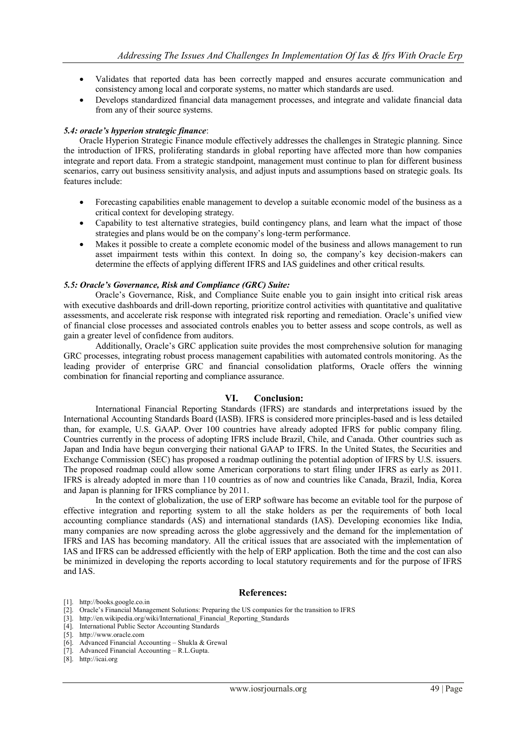- Validates that reported data has been correctly mapped and ensures accurate communication and consistency among local and corporate systems, no matter which standards are used.
- Develops standardized financial data management processes, and integrate and validate financial data from any of their source systems.

### *5.4: oracle's hyperion strategic finance*:

Oracle Hyperion Strategic Finance module effectively addresses the challenges in Strategic planning. Since the introduction of IFRS, proliferating standards in global reporting have affected more than how companies integrate and report data. From a strategic standpoint, management must continue to plan for different business scenarios, carry out business sensitivity analysis, and adjust inputs and assumptions based on strategic goals. Its features include:

- Forecasting capabilities enable management to develop a suitable economic model of the business as a critical context for developing strategy.
- Capability to test alternative strategies, build contingency plans, and learn what the impact of those strategies and plans would be on the company's long-term performance.
- Makes it possible to create a complete economic model of the business and allows management to run asset impairment tests within this context. In doing so, the company's key decision-makers can determine the effects of applying different IFRS and IAS guidelines and other critical results.

### *5.5: Oracle's Governance, Risk and Compliance (GRC) Suite:*

Oracle's Governance, Risk, and Compliance Suite enable you to gain insight into critical risk areas with executive dashboards and drill-down reporting, prioritize control activities with quantitative and qualitative assessments, and accelerate risk response with integrated risk reporting and remediation. Oracle's unified view of financial close processes and associated controls enables you to better assess and scope controls, as well as gain a greater level of confidence from auditors.

Additionally, Oracle's GRC application suite provides the most comprehensive solution for managing GRC processes, integrating robust process management capabilities with automated controls monitoring. As the leading provider of enterprise GRC and financial consolidation platforms, Oracle offers the winning combination for financial reporting and compliance assurance.

## VI. Conclusion:

International Financial Reporting Standards (IFRS) are standards and interpretations issued by the International Accounting Standards Board (IASB). IFRS is considered more principles-based and is less detailed than, for example, U.S. GAAP. Over 100 countries have already adopted IFRS for public company filing. Countries currently in the process of adopting IFRS include Brazil, Chile, and Canada. Other countries such as Japan and India have begun converging their national GAAP to IFRS. In the United States, the Securities and Exchange Commission (SEC) has proposed a roadmap outlining the potential adoption of IFRS by U.S. issuers. The proposed roadmap could allow some American corporations to start filing under IFRS as early as 2011. IFRS is already adopted in more than 110 countries as of now and countries like Canada, Brazil, India, Korea and Japan is planning for IFRS compliance by 2011.

In the context of globalization, the use of ERP software has become an evitable tool for the purpose of effective integration and reporting system to all the stake holders as per the requirements of both local accounting compliance standards (AS) and international standards (IAS). Developing economies like India, many companies are now spreading across the globe aggressively and the demand for the implementation of IFRS and IAS has becoming mandatory. All the critical issues that are associated with the implementation of IAS and IFRS can be addressed efficiently with the help of ERP application. Both the time and the cost can also be minimized in developing the reports according to local statutory requirements and for the purpose of IFRS and IAS.

## References:

[1]. http://books.google.co.in
[2]. Oracle's Financial Management Solutions: Preparing the US companies for the transition to IFRS
[3]. http://en.wikipedia.org/wiki/International_Financial_Reporting_Standards
[4]. International Public Sector Accounting Standards
[5]. http://www.oracle.com
[6]. Advanced Financial Accounting – Shukla & Grewal
[7]. Advanced Financial Accounting – R.L.Gupta.
[8]. http://icai.org